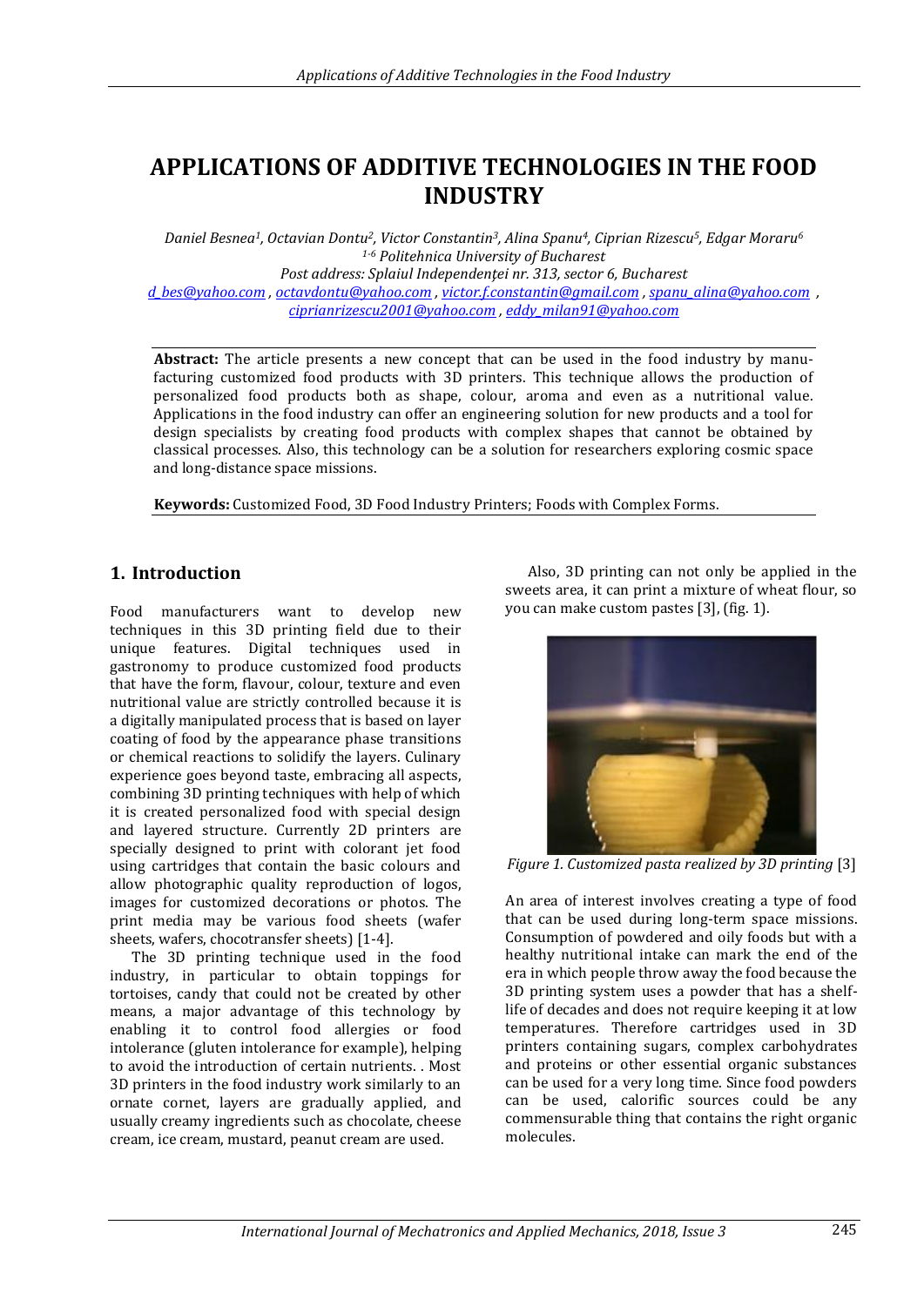# APPLICATIONS OF ADDITIVE TECHNOLOGIES IN THE FOOD INDUSTRY

*Daniel Besnea[1], Octavian Dontu[2], Victor Constantin[3], Alina Spanu[4], Ciprian Rizescu[5], Edgar Moraru[6]*
*[1-6] Politehnica University of Bucharest*
*Post address: Splaiul Independenței nr. 313, sector 6, Bucharest*
d_bes@yahoo.com , octavdontu@yahoo.com , victor.f.constantin@gmail.com , spanu_alina@yahoo.com , ciprianrizescu2001@yahoo.com , eddy_milan91@yahoo.com

**Abstract:** The article presents a new concept that can be used in the food industry by manufacturing customized food products with 3D printers. This technique allows the production of personalized food products both as shape, colour, aroma and even as a nutritional value. Applications in the food industry can offer an engineering solution for new products and a tool for design specialists by creating food products with complex shapes that cannot be obtained by classical processes. Also, this technology can be a solution for researchers exploring cosmic space and long-distance space missions.

**Keywords:** Customized Food, 3D Food Industry Printers; Foods with Complex Forms.

## 1. Introduction

Food manufacturers want to develop new techniques in this 3D printing field due to their unique features. Digital techniques used in gastronomy to produce customized food products that have the form, flavour, colour, texture and even nutritional value are strictly controlled because it is a digitally manipulated process that is based on layer coating of food by the appearance phase transitions or chemical reactions to solidify the layers. Culinary experience goes beyond taste, embracing all aspects, combining 3D printing techniques with help of which it is created personalized food with special design and layered structure. Currently 2D printers are specially designed to print with colorant jet food using cartridges that contain the basic colours and allow photographic quality reproduction of logos, images for customized decorations or photos. The print media may be various food sheets (wafer sheets, wafers, chocotransfer sheets) [1-4].

The 3D printing technique used in the food industry, in particular to obtain toppings for tortoises, candy that could not be created by other means, a major advantage of this technology by enabling it to control food allergies or food intolerance (gluten intolerance for example), helping to avoid the introduction of certain nutrients. . Most 3D printers in the food industry work similarly to an ornate cornet, layers are gradually applied, and usually creamy ingredients such as chocolate, cheese cream, ice cream, mustard, peanut cream are used.

Also, 3D printing can not only be applied in the sweets area, it can print a mixture of wheat flour, so you can make custom pastes [3], (fig. 1).

*Figure 1. Customized pasta realized by 3D printing* [3]

An area of interest involves creating a type of food that can be used during long-term space missions. Consumption of powdered and oily foods but with a healthy nutritional intake can mark the end of the era in which people throw away the food because the 3D printing system uses a powder that has a shelf-life of decades and does not require keeping it at low temperatures. Therefore cartridges used in 3D printers containing sugars, complex carbohydrates and proteins or other essential organic substances can be used for a very long time. Since food powders can be used, calorific sources could be any commensurable thing that contains the right organic molecules.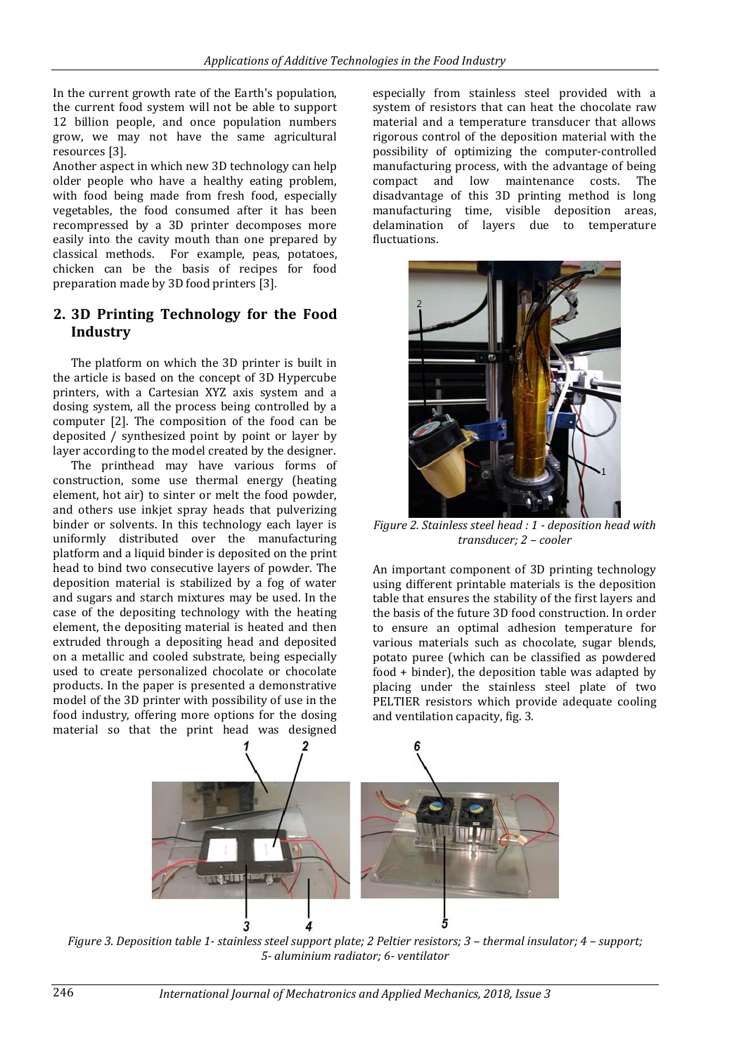In the current growth rate of the Earth's population, the current food system will not be able to support 12 billion people, and once population numbers grow, we may not have the same agricultural resources [3].

Another aspect in which new 3D technology can help older people who have a healthy eating problem, with food being made from fresh food, especially vegetables, the food consumed after it has been recompressed by a 3D printer decomposes more easily into the cavity mouth than one prepared by classical methods. For example, peas, potatoes, chicken can be the basis of recipes for food preparation made by 3D food printers [3].

## 2. 3D Printing Technology for the Food Industry

The platform on which the 3D printer is built in the article is based on the concept of 3D Hypercube printers, with a Cartesian XYZ axis system and a dosing system, all the process being controlled by a computer [2]. The composition of the food can be deposited / synthesized point by point or layer by layer according to the model created by the designer.

The printhead may have various forms of construction, some use thermal energy (heating element, hot air) to sinter or melt the food powder, and others use inkjet spray heads that pulverizing binder or solvents. In this technology each layer is uniformly distributed over the manufacturing platform and a liquid binder is deposited on the print head to bind two consecutive layers of powder. The deposition material is stabilized by a fog of water and sugars and starch mixtures may be used. In the case of the depositing technology with the heating element, the depositing material is heated and then extruded through a depositing head and deposited on a metallic and cooled substrate, being especially used to create personalized chocolate or chocolate products. In the paper is presented a demonstrative model of the 3D printer with possibility of use in the food industry, offering more options for the dosing material so that the print head was designed especially from stainless steel provided with a system of resistors that can heat the chocolate raw material and a temperature transducer that allows rigorous control of the deposition material with the possibility of optimizing the computer-controlled manufacturing process, with the advantage of being compact and low maintenance costs. The disadvantage of this 3D printing method is long manufacturing time, visible deposition areas, delamination of layers due to temperature fluctuations.

*Figure 2. Stainless steel head : 1 - deposition head with transducer; 2 – cooler*

An important component of 3D printing technology using different printable materials is the deposition table that ensures the stability of the first layers and the basis of the future 3D food construction. In order to ensure an optimal adhesion temperature for various materials such as chocolate, sugar blends, potato puree (which can be classified as powdered food + binder), the deposition table was adapted by placing under the stainless steel plate of two PELTIER resistors which provide adequate cooling and ventilation capacity, fig. 3.

*Figure 3. Deposition table 1- stainless steel support plate; 2 Peltier resistors; 3 – thermal insulator; 4 – support; 5- aluminium radiator; 6- ventilator*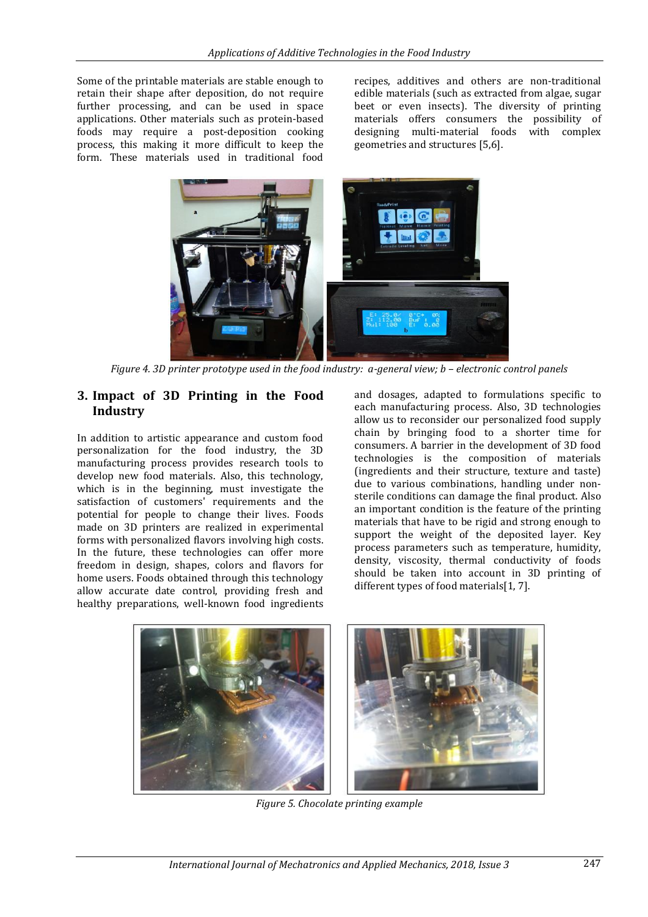Some of the printable materials are stable enough to retain their shape after deposition, do not require further processing, and can be used in space applications. Other materials such as protein-based foods may require a post-deposition cooking process, this making it more difficult to keep the form. These materials used in traditional food recipes, additives and others are non-traditional edible materials (such as extracted from algae, sugar beet or even insects). The diversity of printing materials offers consumers the possibility of designing multi-material foods with complex geometries and structures [5,6].

*Figure 4. 3D printer prototype used in the food industry: a-general view; b – electronic control panels*

## 3. Impact of 3D Printing in the Food Industry

In addition to artistic appearance and custom food personalization for the food industry, the 3D manufacturing process provides research tools to develop new food materials. Also, this technology, which is in the beginning, must investigate the satisfaction of customers' requirements and the potential for people to change their lives. Foods made on 3D printers are realized in experimental forms with personalized flavors involving high costs. In the future, these technologies can offer more freedom in design, shapes, colors and flavors for home users. Foods obtained through this technology allow accurate date control, providing fresh and healthy preparations, well-known food ingredients and dosages, adapted to formulations specific to each manufacturing process. Also, 3D technologies allow us to reconsider our personalized food supply chain by bringing food to a shorter time for consumers. A barrier in the development of 3D food technologies is the composition of materials (ingredients and their structure, texture and taste) due to various combinations, handling under non-sterile conditions can damage the final product. Also an important condition is the feature of the printing materials that have to be rigid and strong enough to support the weight of the deposited layer. Key process parameters such as temperature, humidity, density, viscosity, thermal conductivity of foods should be taken into account in 3D printing of different types of food materials[1, 7].

*Figure 5. Chocolate printing example*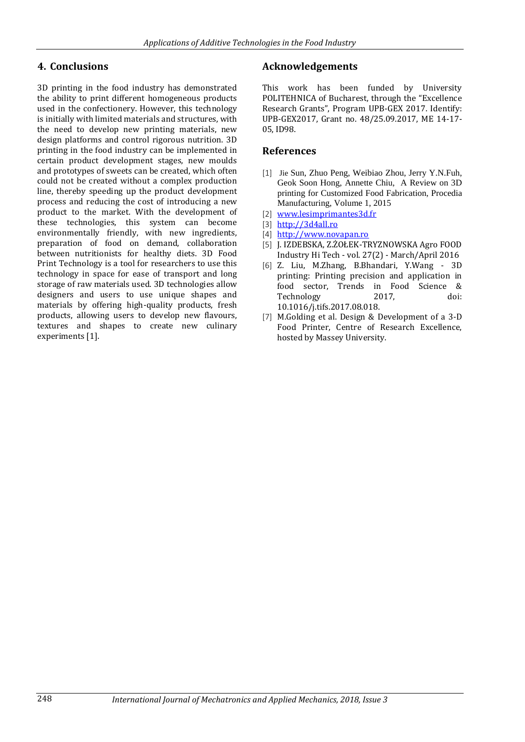## 4. Conclusions

3D printing in the food industry has demonstrated the ability to print different homogeneous products used in the confectionery. However, this technology is initially with limited materials and structures, with the need to develop new printing materials, new design platforms and control rigorous nutrition. 3D printing in the food industry can be implemented in certain product development stages, new moulds and prototypes of sweets can be created, which often could not be created without a complex production line, thereby speeding up the product development process and reducing the cost of introducing a new product to the market. With the development of these technologies, this system can become environmentally friendly, with new ingredients, preparation of food on demand, collaboration between nutritionists for healthy diets. 3D Food Print Technology is a tool for researchers to use this technology in space for ease of transport and long storage of raw materials used. 3D technologies allow designers and users to use unique shapes and materials by offering high-quality products, fresh products, allowing users to develop new flavours, textures and shapes to create new culinary experiments [1].

## Acknowledgements

This work has been funded by University POLITEHNICA of Bucharest, through the "Excellence Research Grants", Program UPB-GEX 2017. Identify: UPB-GEX2017, Grant no. 48/25.09.2017, ME 14-17-05, ID98.

## References

[1] Jie Sun, Zhuo Peng, Weibiao Zhou, Jerry Y.N.Fuh, Geok Soon Hong, Annette Chiu, A Review on 3D printing for Customized Food Fabrication, Procedia Manufacturing, Volume 1, 2015

[2] www.lesimprimantes3d.fr

[3] http://3d4all.ro

[4] http://www.novapan.ro

[5] J. IZDEBSKA, Z.ŻOŁEK-TRYZNOWSKA Agro FOOD Industry Hi Tech - vol. 27(2) - March/April 2016

[6] Z. Liu, M.Zhang, B.Bhandari, Y.Wang - 3D printing: Printing precision and application in food sector, Trends in Food Science & Technology 2017, doi: 10.1016/j.tifs.2017.08.018.

[7] M.Golding et al. Design & Development of a 3-D Food Printer, Centre of Research Excellence, hosted by Massey University.